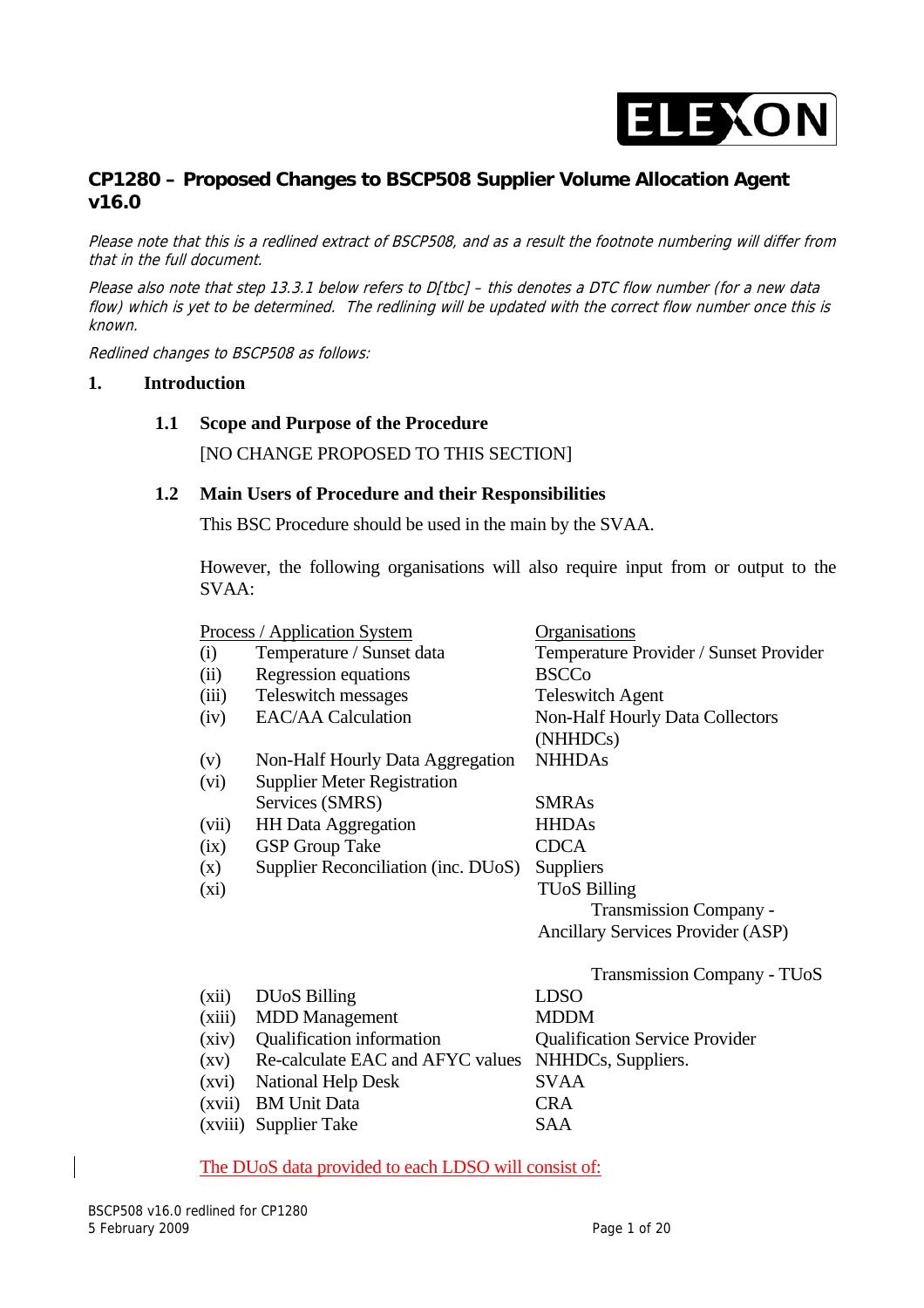## CP1280 – Proposed Changes to BSCP508 Supplier Volume Allocation Agent v16.0

*Please note that this is a redlined extract of BSCP508, and as a result the footnote numbering will differ from that in the full document.*

*Please also note that step 13.3.1 below refers to D[tbc] – this denotes a DTC flow number (for a new data flow) which is yet to be determined. The redlining will be updated with the correct flow number once this is known.*

*Redlined changes to BSCP508 as follows:*

# 1. Introduction

## 1.1 Scope and Purpose of the Procedure

[NO CHANGE PROPOSED TO THIS SECTION]

## 1.2 Main Users of Procedure and their Responsibilities

This BSC Procedure should be used in the main by the SVAA.

However, the following organisations will also require input from or output to the SVAA:

| | Process / Application System | Organisations |
|---|---|---|
| (i) | Temperature / Sunset data | Temperature Provider / Sunset Provider |
| (ii) | Regression equations | BSCCo |
| (iii) | Teleswitch messages | Teleswitch Agent |
| (iv) | EAC/AA Calculation | Non-Half Hourly Data Collectors (NHHDCs) |
| (v) | Non-Half Hourly Data Aggregation | NHHDAs |
| (vi) | Supplier Meter Registration Services (SMRS) | SMRAs |
| (vii) | HH Data Aggregation | HHDAs |
| (ix) | GSP Group Take | CDCA |
| (x) | Supplier Reconciliation (inc. DUoS) | Suppliers |
| (xi) | | TUoS Billing<br>Transmission Company - Ancillary Services Provider (ASP)<br><br>Transmission Company - TUoS |
| (xii) | DUoS Billing | LDSO |
| (xiii) | MDD Management | MDDM |
| (xiv) | Qualification information | Qualification Service Provider |
| (xv) | Re-calculate EAC and AFYC values | NHHDCs, Suppliers. |
| (xvi) | National Help Desk | SVAA |
| (xvii) | BM Unit Data | CRA |
| (xviii) | Supplier Take | SAA |

The DUoS data provided to each LDSO will consist of: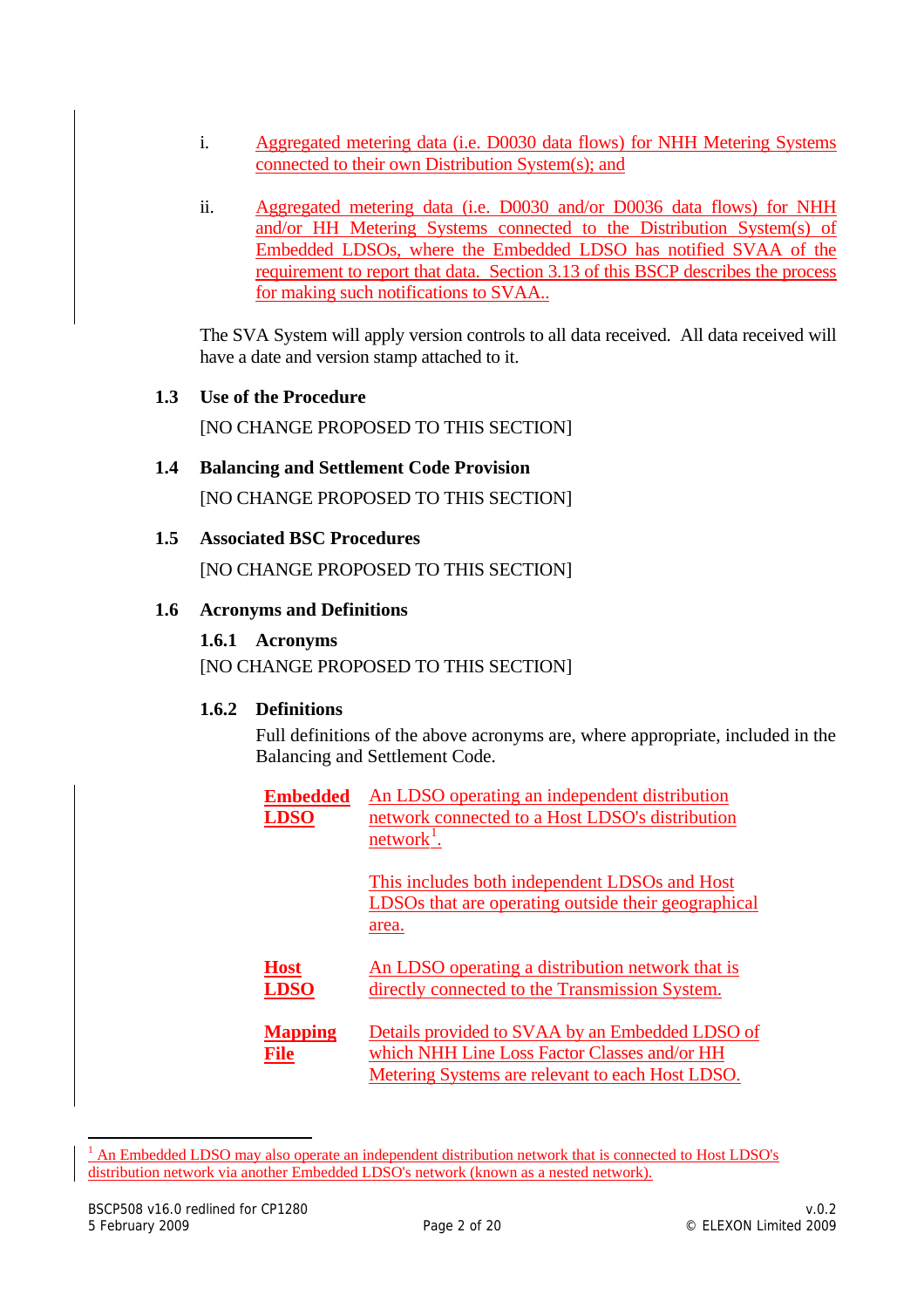i. Aggregated metering data (i.e. D0030 data flows) for NHH Metering Systems connected to their own Distribution System(s); and

ii. Aggregated metering data (i.e. D0030 and/or D0036 data flows) for NHH and/or HH Metering Systems connected to the Distribution System(s) of Embedded LDSOs, where the Embedded LDSO has notified SVAA of the requirement to report that data. Section 3.13 of this BSCP describes the process for making such notifications to SVAA..

The SVA System will apply version controls to all data received. All data received will have a date and version stamp attached to it.

### 1.3 Use of the Procedure

[NO CHANGE PROPOSED TO THIS SECTION]

### 1.4 Balancing and Settlement Code Provision

[NO CHANGE PROPOSED TO THIS SECTION]

### 1.5 Associated BSC Procedures

[NO CHANGE PROPOSED TO THIS SECTION]

### 1.6 Acronyms and Definitions

#### 1.6.1 Acronyms

[NO CHANGE PROPOSED TO THIS SECTION]

#### 1.6.2 Definitions

Full definitions of the above acronyms are, where appropriate, included in the Balancing and Settlement Code.

| | |
|---|---|
| **Embedded LDSO** | An LDSO operating an independent distribution network connected to a Host LDSO's distribution network[1].<br><br>This includes both independent LDSOs and Host LDSOs that are operating outside their geographical area. |
| **Host LDSO** | An LDSO operating a distribution network that is directly connected to the Transmission System. |
| **Mapping File** | Details provided to SVAA by an Embedded LDSO of which NHH Line Loss Factor Classes and/or HH Metering Systems are relevant to each Host LDSO. |

[1] An Embedded LDSO may also operate an independent distribution network that is connected to Host LDSO's distribution network via another Embedded LDSO's network (known as a nested network).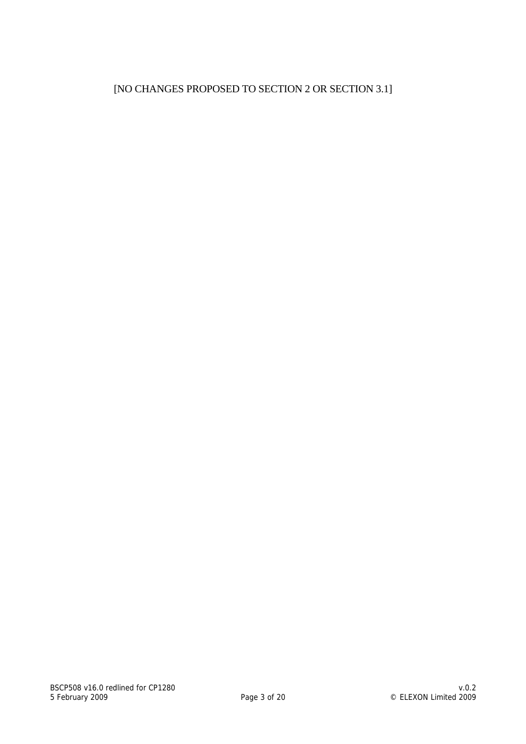[NO CHANGES PROPOSED TO SECTION 2 OR SECTION 3.1]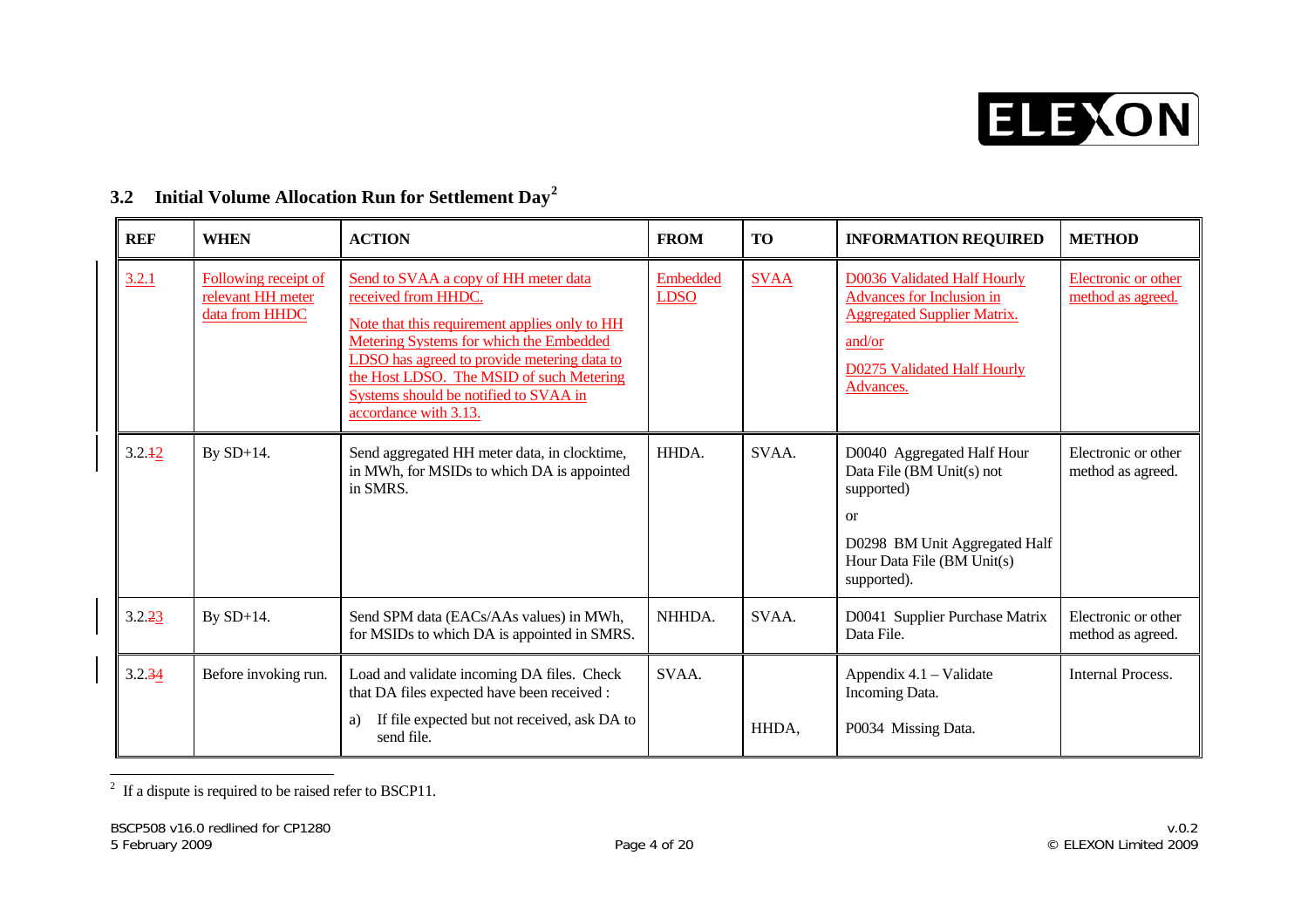## 3.2 Initial Volume Allocation Run for Settlement Day[2]

| REF | WHEN | ACTION | FROM | TO | INFORMATION REQUIRED | METHOD |
|---|---|---|---|---|---|---|
| 3.2.1 | Following receipt of relevant HH meter data from HHDC | Send to SVAA a copy of HH meter data received from HHDC.<br><br>Note that this requirement applies only to HH Metering Systems for which the Embedded LDSO has agreed to provide metering data to the Host LDSO. The MSID of such Metering Systems should be notified to SVAA in accordance with 3.13. | Embedded LDSO | SVAA | D0036 Validated Half Hourly Advances for Inclusion in Aggregated Supplier Matrix.<br><br>and/or<br><br>D0275 Validated Half Hourly Advances. | Electronic or other method as agreed. |
| 3.2.12 | By SD+14. | Send aggregated HH meter data, in clocktime, in MWh, for MSIDs to which DA is appointed in SMRS. | HHDA. | SVAA. | D0040 Aggregated Half Hour Data File (BM Unit(s) not supported)<br><br>or<br><br>D0298 BM Unit Aggregated Half Hour Data File (BM Unit(s) supported). | Electronic or other method as agreed. |
| 3.2.23 | By SD+14. | Send SPM data (EACs/AAs values) in MWh, for MSIDs to which DA is appointed in SMRS. | NHHDA. | SVAA. | D0041 Supplier Purchase Matrix Data File. | Electronic or other method as agreed. |
| 3.2.34 | Before invoking run. | Load and validate incoming DA files. Check that DA files expected have been received :<br><br>a) If file expected but not received, ask DA to send file. | SVAA. | <br><br>HHDA, | Appendix 4.1 – Validate Incoming Data.<br><br>P0034 Missing Data. | Internal Process. |

[2] If a dispute is required to be raised refer to BSCP11.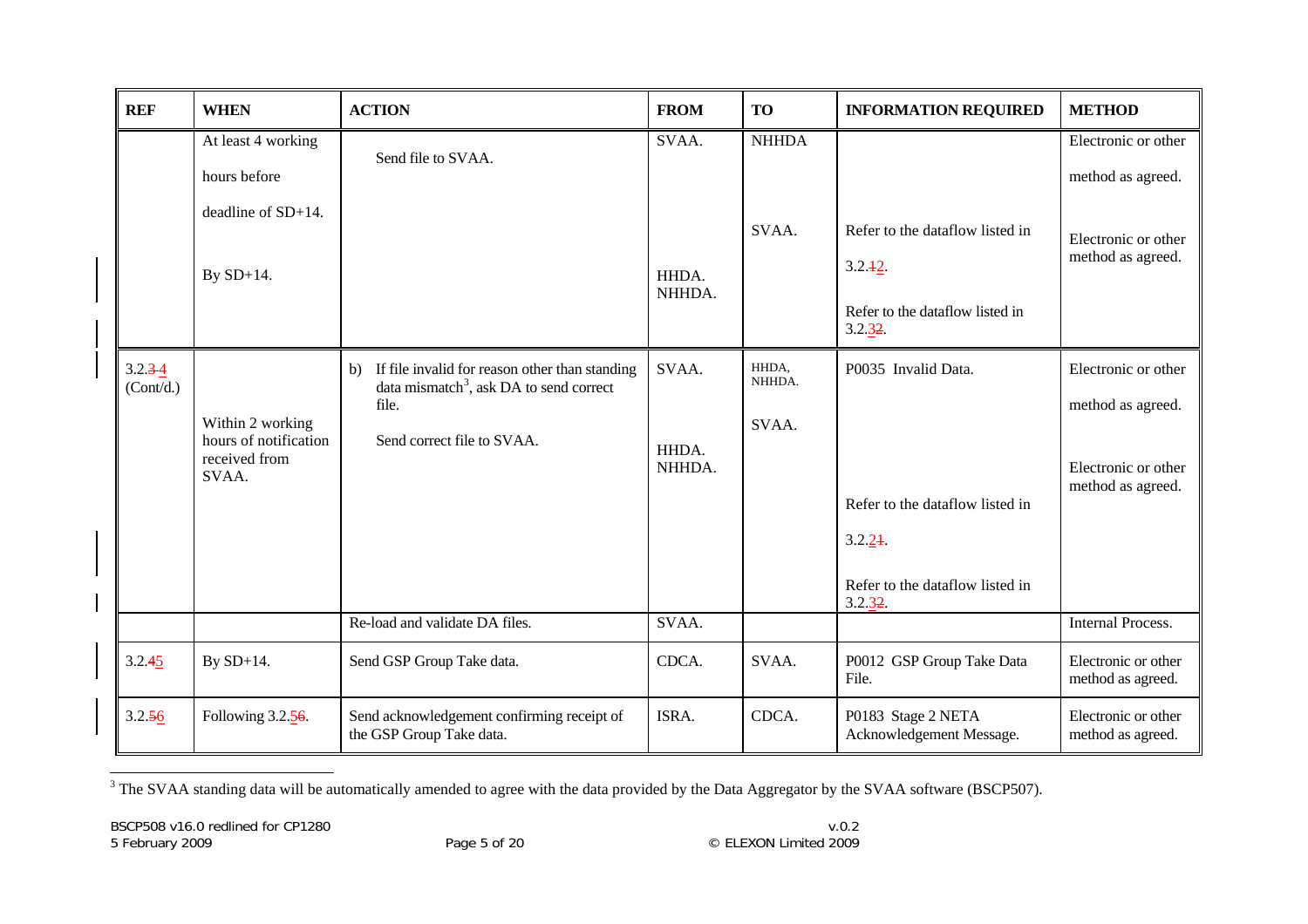| REF | WHEN | ACTION | FROM | TO | INFORMATION REQUIRED | METHOD |
|---|---|---|---|---|---|---|
| | At least 4 working hours before deadline of SD+14. | Send file to SVAA. | SVAA. | NHHDA | | Electronic or other method as agreed. |
| | By SD+14. | | HHDA. NHHDA. | SVAA. | Refer to the dataflow listed in 3.2.12. Refer to the dataflow listed in 3.2.32. | Electronic or other method as agreed. |
| 3.2.34 (Cont/d.) | | b) If file invalid for reason other than standing data mismatch[3], ask DA to send correct file. | SVAA. | HHDA, NHHDA. | P0035 Invalid Data. | Electronic or other method as agreed. |
| | Within 2 working hours of notification received from SVAA. | Send correct file to SVAA. | HHDA. NHHDA. | SVAA. | Refer to the dataflow listed in 3.2.21. Refer to the dataflow listed in 3.2.32. | Electronic or other method as agreed. |
| | | Re-load and validate DA files. | SVAA. | | | Internal Process. |
| 3.2.45 | By SD+14. | Send GSP Group Take data. | CDCA. | SVAA. | P0012 GSP Group Take Data File. | Electronic or other method as agreed. |
| 3.2.56 | Following 3.2.56. | Send acknowledgement confirming receipt of the GSP Group Take data. | ISRA. | CDCA. | P0183 Stage 2 NETA Acknowledgement Message. | Electronic or other method as agreed. |

[3] The SVAA standing data will be automatically amended to agree with the data provided by the Data Aggregator by the SVAA software (BSCP507).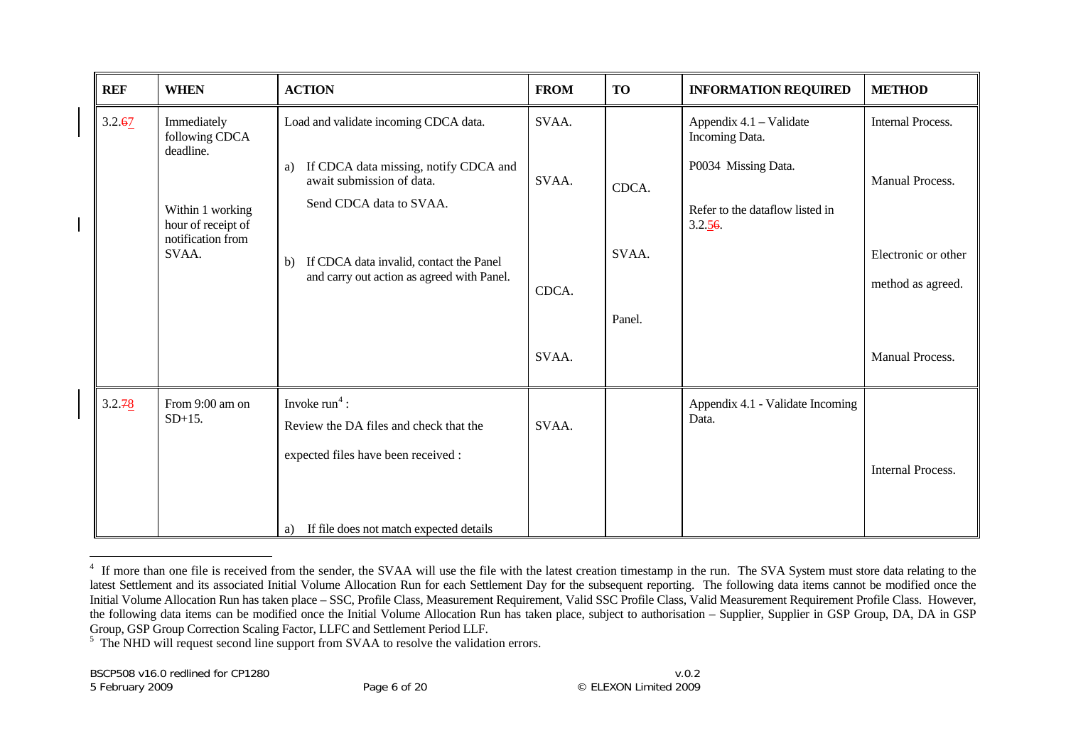| REF | WHEN | ACTION | FROM | TO | INFORMATION REQUIRED | METHOD |
|---|---|---|---|---|---|---|
| 3.2.67 | Immediately following CDCA deadline.<br><br>Within 1 working hour of receipt of notification from SVAA. | Load and validate incoming CDCA data.<br><br>a) If CDCA data missing, notify CDCA and await submission of data.<br>Send CDCA data to SVAA.<br><br>b) If CDCA data invalid, contact the Panel and carry out action as agreed with Panel. | SVAA.<br><br>SVAA.<br><br>CDCA.<br><br>SVAA. | CDCA.<br><br>SVAA.<br><br>Panel. | Appendix 4.1 – Validate Incoming Data.<br><br>P0034 Missing Data.<br><br>Refer to the dataflow listed in 3.2.56. | Internal Process.<br><br>Manual Process.<br><br>Electronic or other method as agreed.<br><br>Manual Process. |
| 3.2.78 | From 9:00 am on SD+15. | Invoke run[4] :<br>Review the DA files and check that the expected files have been received :<br><br>a) If file does not match expected details | SVAA. | | Appendix 4.1 - Validate Incoming Data. | Internal Process. |

[4] If more than one file is received from the sender, the SVAA will use the file with the latest creation timestamp in the run. The SVA System must store data relating to the latest Settlement and its associated Initial Volume Allocation Run for each Settlement Day for the subsequent reporting. The following data items cannot be modified once the Initial Volume Allocation Run has taken place – SSC, Profile Class, Measurement Requirement, Valid SSC Profile Class, Valid Measurement Requirement Profile Class. However, the following data items can be modified once the Initial Volume Allocation Run has taken place, subject to authorisation – Supplier, Supplier in GSP Group, DA, DA in GSP Group, GSP Group Correction Scaling Factor, LLFC and Settlement Period LLF.

[5] The NHD will request second line support from SVAA to resolve the validation errors.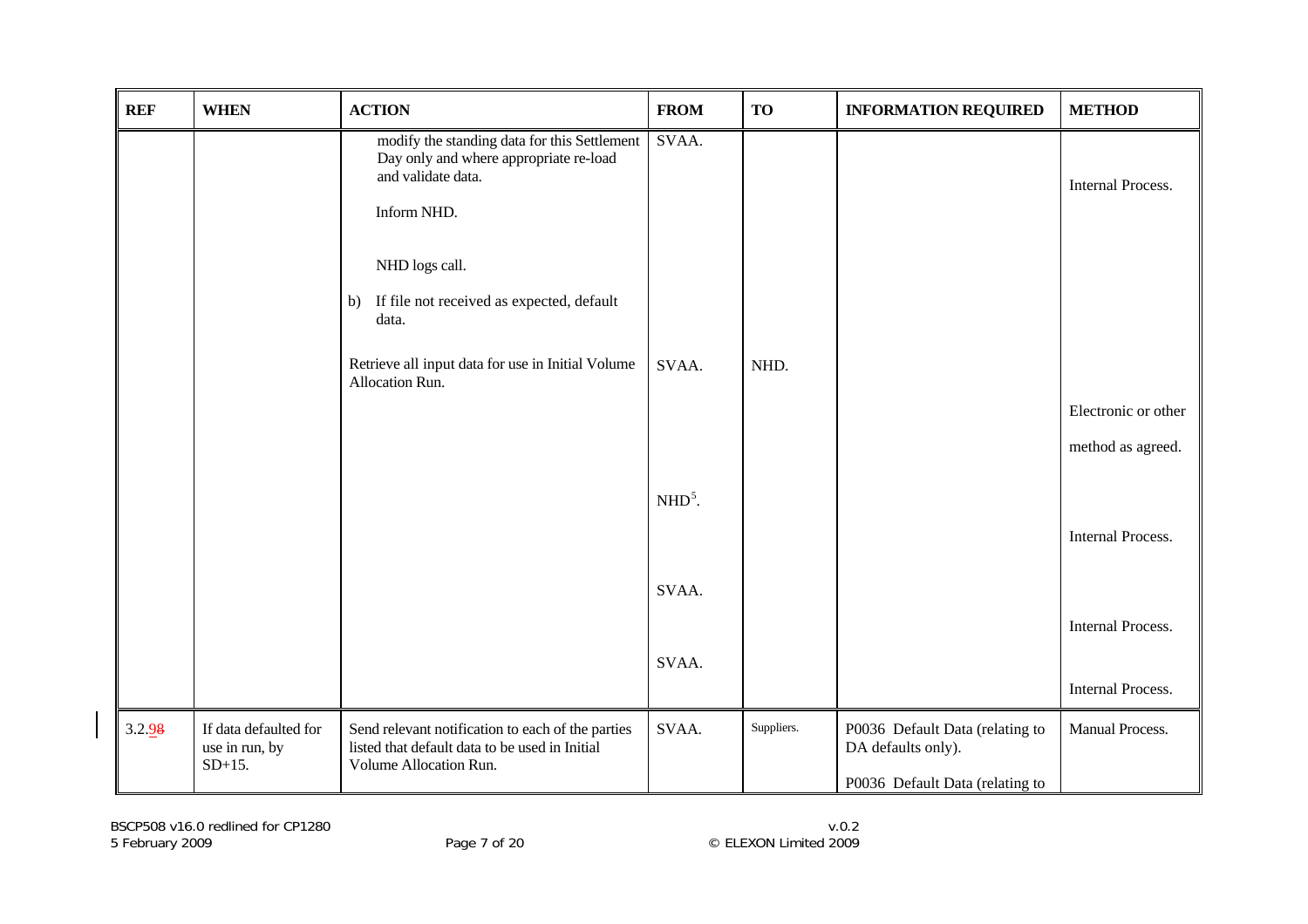| REF | WHEN | ACTION | FROM | TO | INFORMATION REQUIRED | METHOD |
|---|---|---|---|---|---|---|
| | | modify the standing data for this Settlement Day only and where appropriate re-load and validate data.<br><br>Inform NHD.<br><br>NHD logs call.<br><br>b) If file not received as expected, default data.<br><br>Retrieve all input data for use in Initial Volume Allocation Run. | SVAA.<br><br>SVAA.<br><br>NHD[5].<br><br>SVAA.<br><br>SVAA. | NHD. | | Internal Process.<br><br>Electronic or other method as agreed.<br><br>Internal Process.<br><br>Internal Process.<br><br>Internal Process. |
| 3.2.98 | If data defaulted for use in run, by SD+15. | Send relevant notification to each of the parties listed that default data to be used in Initial Volume Allocation Run. | SVAA. | Suppliers. | P0036 Default Data (relating to DA defaults only).<br><br>P0036 Default Data (relating to | Manual Process. |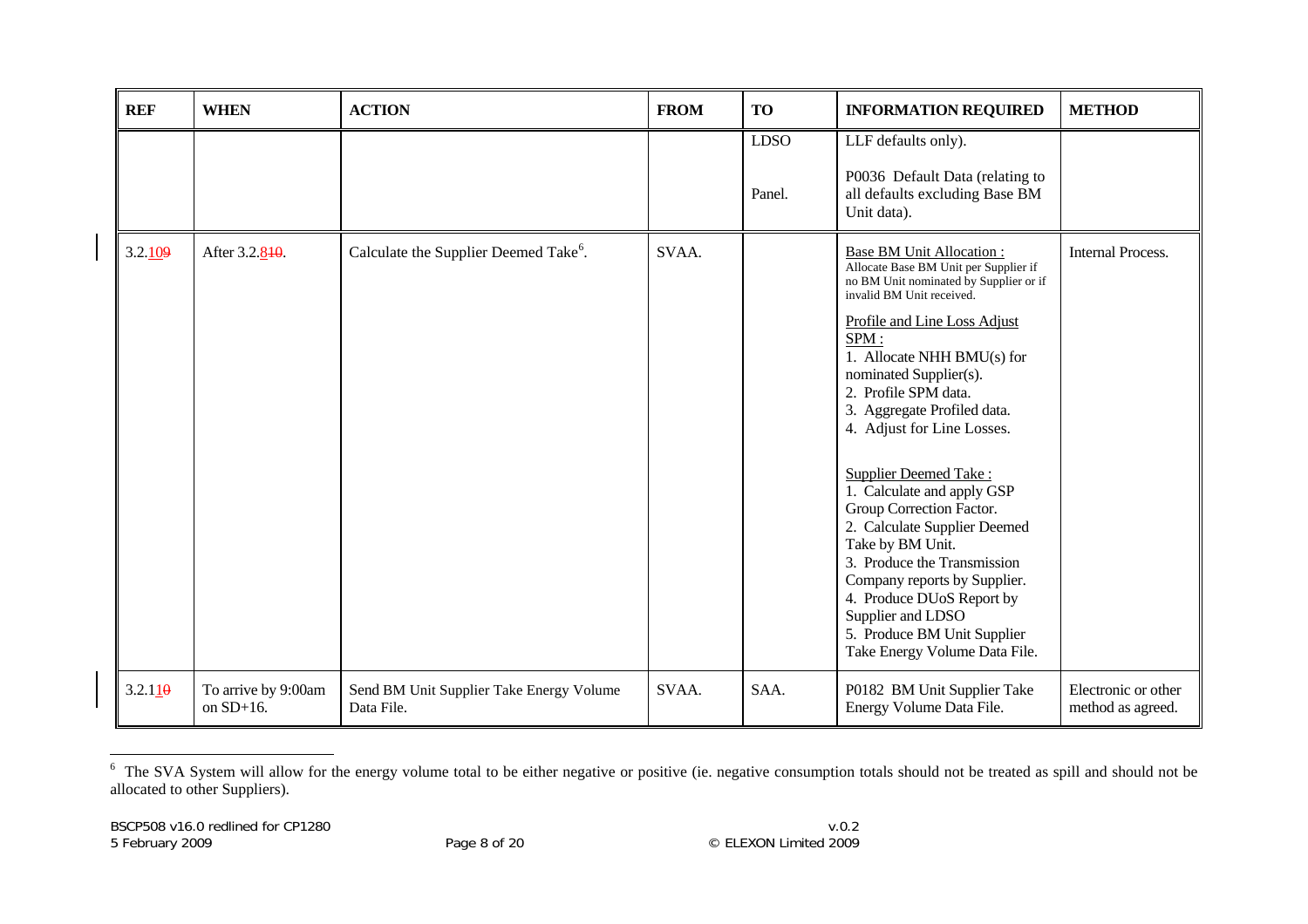| REF | WHEN | ACTION | FROM | TO | INFORMATION REQUIRED | METHOD |
|---|---|---|---|---|---|---|
| | | | | LDSO<br><br>Panel. | LLF defaults only).<br><br>P0036 Default Data (relating to all defaults excluding Base BM Unit data). | |
| 3.2.109 | After 3.2.810. | Calculate the Supplier Deemed Take[6]. | SVAA. | | Base BM Unit Allocation :<br>Allocate Base BM Unit per Supplier if no BM Unit nominated by Supplier or if invalid BM Unit received.<br><br>Profile and Line Loss Adjust SPM :<br>1. Allocate NHH BMU(s) for nominated Supplier(s).<br>2. Profile SPM data.<br>3. Aggregate Profiled data.<br>4. Adjust for Line Losses.<br><br>Supplier Deemed Take :<br>1. Calculate and apply GSP Group Correction Factor.<br>2. Calculate Supplier Deemed Take by BM Unit.<br>3. Produce the Transmission Company reports by Supplier.<br>4. Produce DUoS Report by Supplier and LDSO<br>5. Produce BM Unit Supplier Take Energy Volume Data File. | Internal Process. |
| 3.2.110 | To arrive by 9:00am on SD+16. | Send BM Unit Supplier Take Energy Volume Data File. | SVAA. | SAA. | P0182 BM Unit Supplier Take Energy Volume Data File. | Electronic or other method as agreed. |

[6] The SVA System will allow for the energy volume total to be either negative or positive (ie. negative consumption totals should not be treated as spill and should not be allocated to other Suppliers).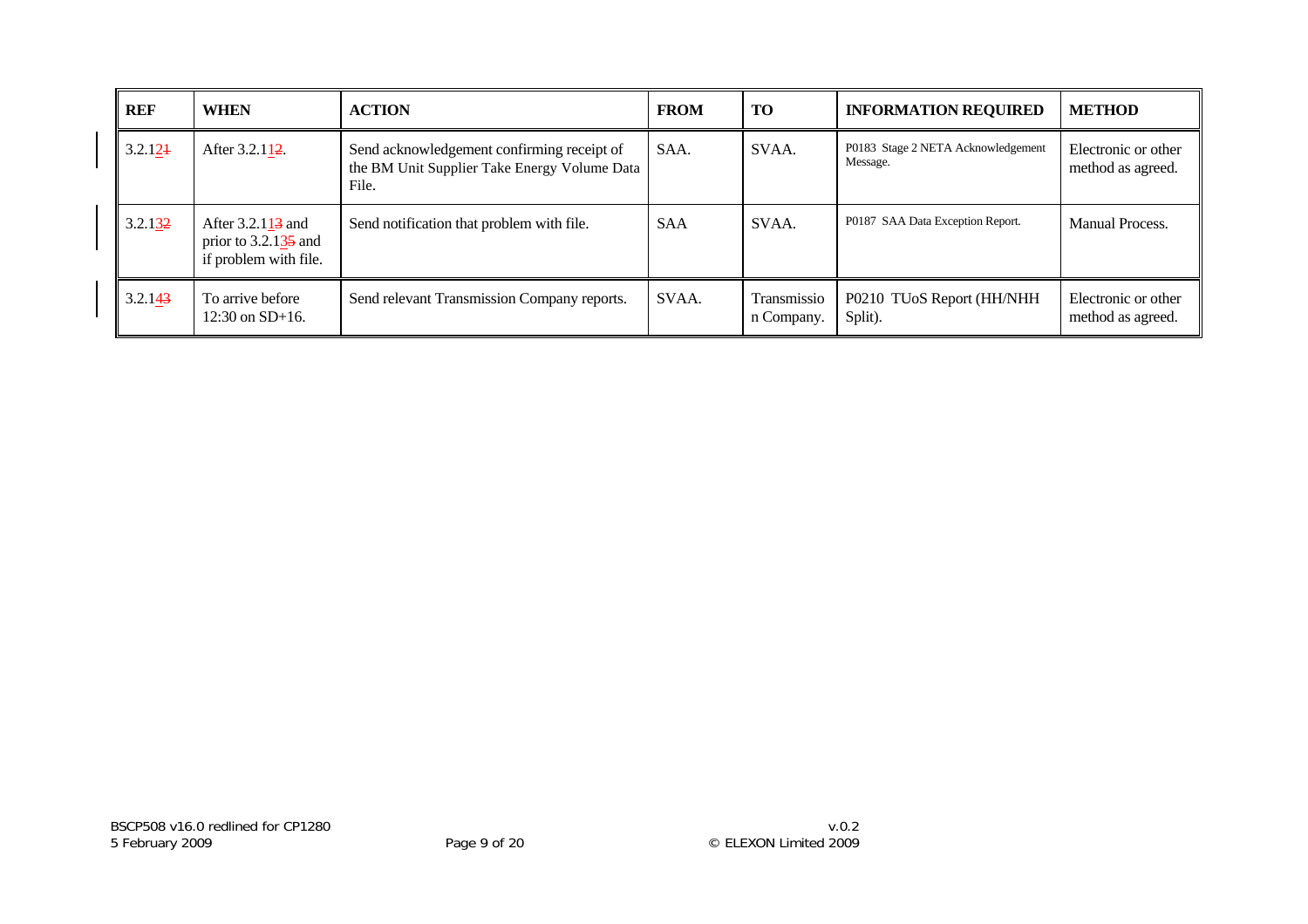| REF | WHEN | ACTION | FROM | TO | INFORMATION REQUIRED | METHOD |
|---|---|---|---|---|---|---|
| 3.2.12~~1~~ | After 3.2.11~~2~~. | Send acknowledgement confirming receipt of the BM Unit Supplier Take Energy Volume Data File. | SAA. | SVAA. | P0183 Stage 2 NETA Acknowledgement Message. | Electronic or other method as agreed. |
| 3.2.13~~2~~ | After 3.2.11~~3~~ and prior to 3.2.13~~5~~ and if problem with file. | Send notification that problem with file. | SAA | SVAA. | P0187 SAA Data Exception Report. | Manual Process. |
| 3.2.14~~3~~ | To arrive before 12:30 on SD+16. | Send relevant Transmission Company reports. | SVAA. | Transmission Company. | P0210 TUoS Report (HH/NHH Split). | Electronic or other method as agreed. |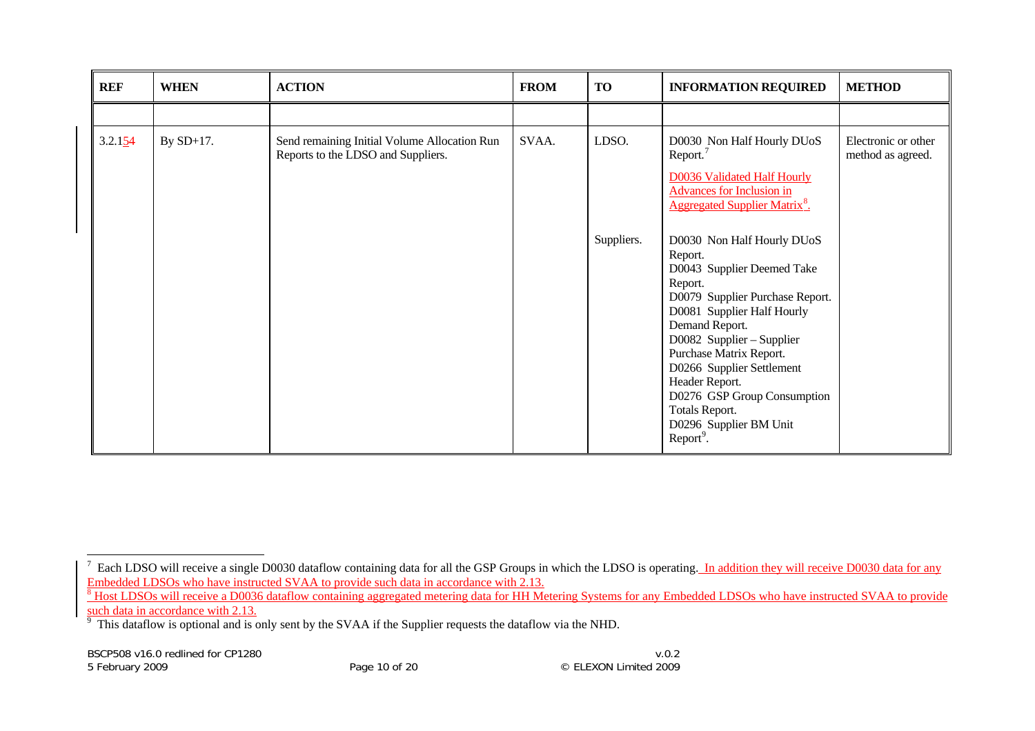| REF | WHEN | ACTION | FROM | TO | INFORMATION REQUIRED | METHOD |
|---|---|---|---|---|---|---|
| | | | | | | |
| 3.2.154 | By SD+17. | Send remaining Initial Volume Allocation Run Reports to the LDSO and Suppliers. | SVAA. | LDSO. | D0030 Non Half Hourly DUoS Report.[7] D0036 Validated Half Hourly Advances for Inclusion in Aggregated Supplier Matrix[8]. | Electronic or other method as agreed. |
| | | | | Suppliers. | D0030 Non Half Hourly DUoS Report. D0043 Supplier Deemed Take Report. D0079 Supplier Purchase Report. D0081 Supplier Half Hourly Demand Report. D0082 Supplier – Supplier Purchase Matrix Report. D0266 Supplier Settlement Header Report. D0276 GSP Group Consumption Totals Report. D0296 Supplier BM Unit Report[9]. | |

[7] Each LDSO will receive a single D0030 dataflow containing data for all the GSP Groups in which the LDSO is operating. In addition they will receive D0030 data for any Embedded LDSOs who have instructed SVAA to provide such data in accordance with 2.13.

[8] Host LDSOs will receive a D0036 dataflow containing aggregated metering data for HH Metering Systems for any Embedded LDSOs who have instructed SVAA to provide such data in accordance with 2.13.

[9] This dataflow is optional and is only sent by the SVAA if the Supplier requests the dataflow via the NHD.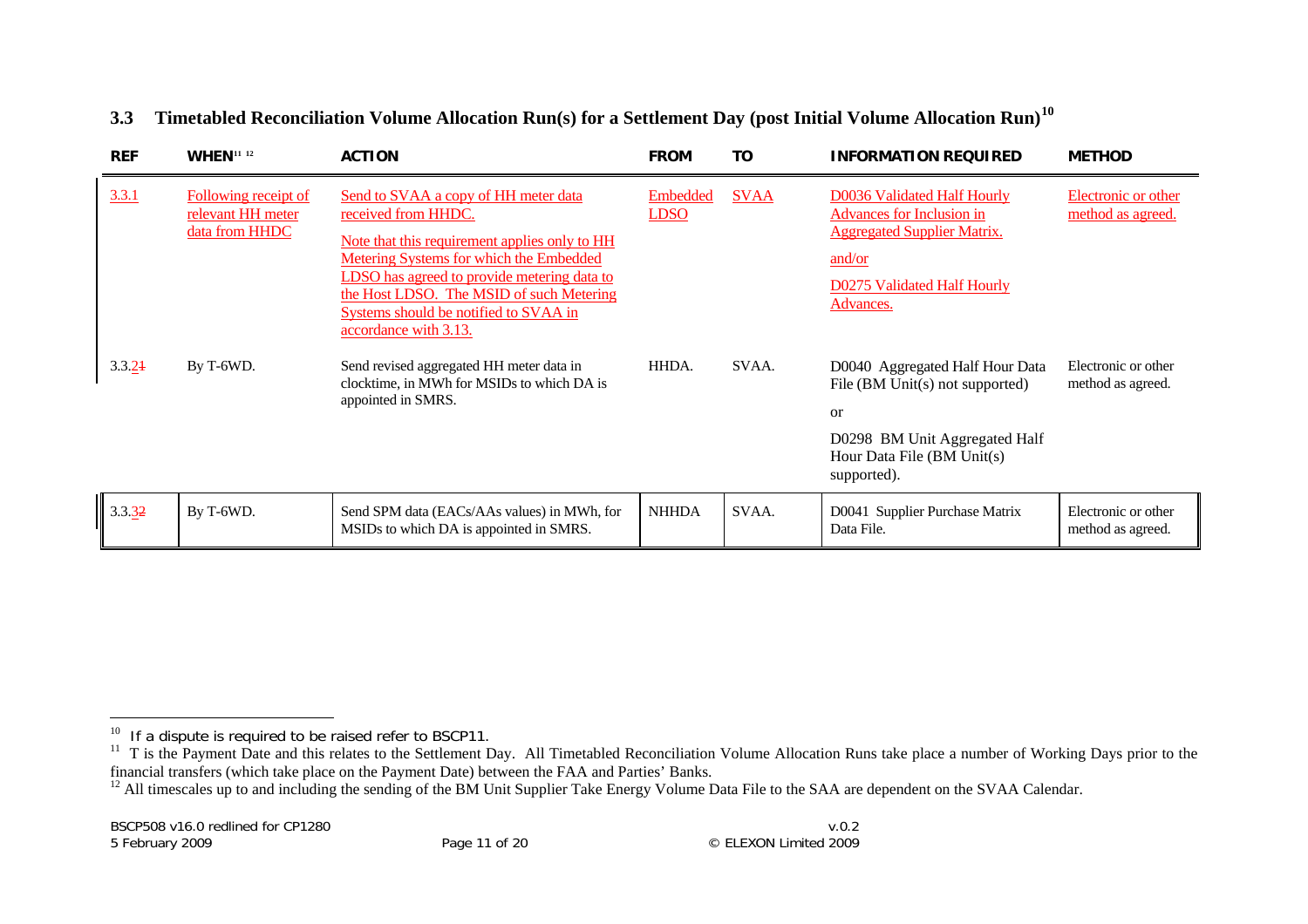## 3.3 Timetabled Reconciliation Volume Allocation Run(s) for a Settlement Day (post Initial Volume Allocation Run)[10]

| REF | WHEN[11 12] | ACTION | FROM | TO | INFORMATION REQUIRED | METHOD |
|---|---|---|---|---|---|---|
| 3.3.1 | Following receipt of relevant HH meter data from HHDC | Send to SVAA a copy of HH meter data received from HHDC.<br><br>Note that this requirement applies only to HH Metering Systems for which the Embedded LDSO has agreed to provide metering data to the Host LDSO. The MSID of such Metering Systems should be notified to SVAA in accordance with 3.13. | Embedded LDSO | SVAA | D0036 Validated Half Hourly Advances for Inclusion in Aggregated Supplier Matrix.<br><br>and/or<br><br>D0275 Validated Half Hourly Advances. | Electronic or other method as agreed. |
| 3.3.21 | By T-6WD. | Send revised aggregated HH meter data in clocktime, in MWh for MSIDs to which DA is appointed in SMRS. | HHDA. | SVAA. | D0040 Aggregated Half Hour Data File (BM Unit(s) not supported)<br><br>or<br><br>D0298 BM Unit Aggregated Half Hour Data File (BM Unit(s) supported). | Electronic or other method as agreed. |
| 3.3.32 | By T-6WD. | Send SPM data (EACs/AAs values) in MWh, for MSIDs to which DA is appointed in SMRS. | NHHDA | SVAA. | D0041 Supplier Purchase Matrix Data File. | Electronic or other method as agreed. |

---

[10] If a dispute is required to be raised refer to BSCP11.

[11] T is the Payment Date and this relates to the Settlement Day. All Timetabled Reconciliation Volume Allocation Runs take place a number of Working Days prior to the financial transfers (which take place on the Payment Date) between the FAA and Parties' Banks.

[12] All timescales up to and including the sending of the BM Unit Supplier Take Energy Volume Data File to the SAA are dependent on the SVAA Calendar.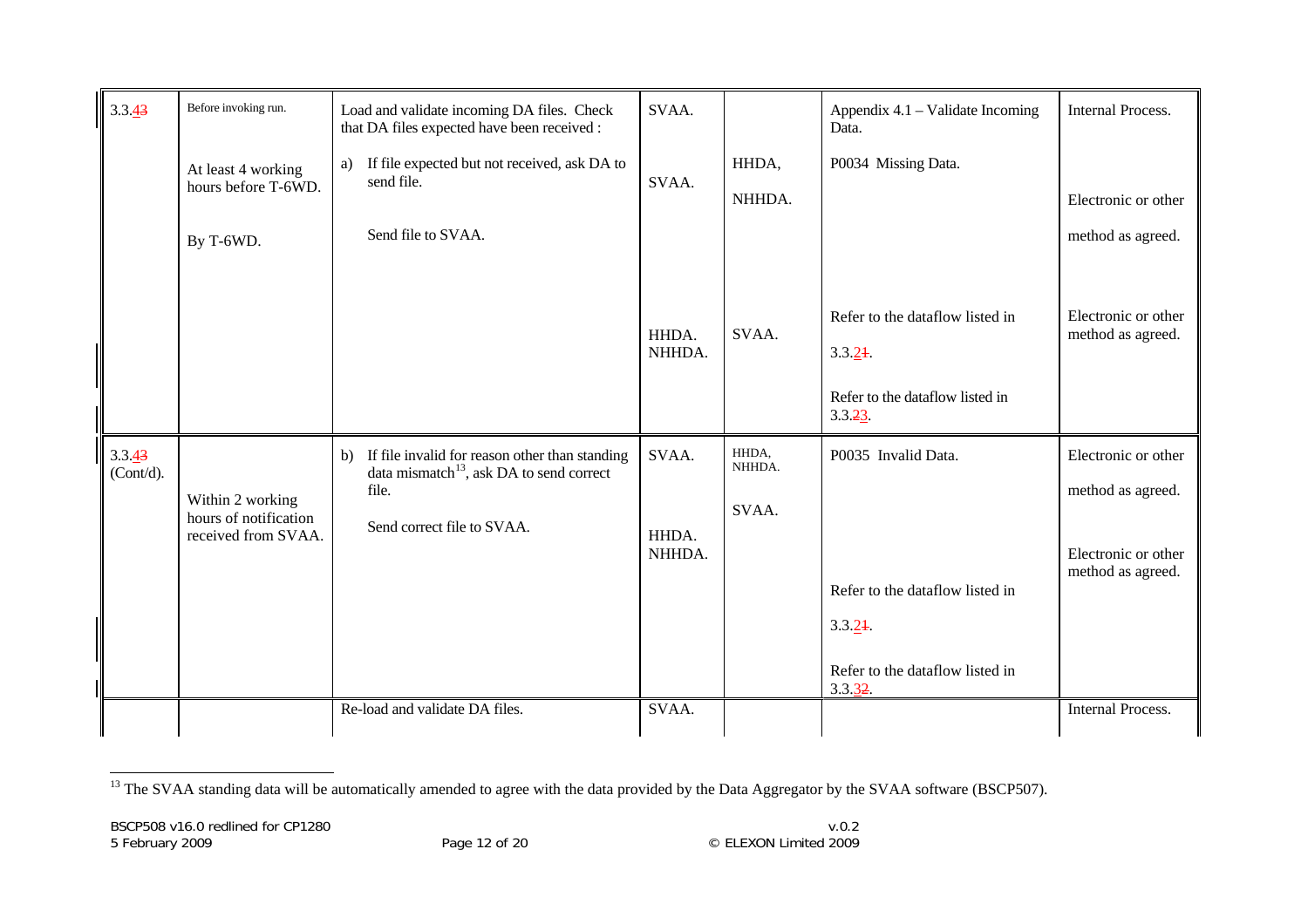| 3.3.43 | Before invoking run. | Load and validate incoming DA files. Check that DA files expected have been received : | SVAA. | | Appendix 4.1 – Validate Incoming Data. | Internal Process. |
|---|---|---|---|---|---|---|
| | At least 4 working hours before T-6WD. | a) If file expected but not received, ask DA to send file. | SVAA. | HHDA, NHHDA. | P0034 Missing Data. | Electronic or other method as agreed. |
| | By T-6WD. | Send file to SVAA. | HHDA. NHHDA. | SVAA. | Refer to the dataflow listed in 3.3.21.<br><br>Refer to the dataflow listed in 3.3.23. | Electronic or other method as agreed. |
| 3.3.43 (Cont/d). | | b) If file invalid for reason other than standing data mismatch[13], ask DA to send correct file. | SVAA. | HHDA, NHHDA. | P0035 Invalid Data. | Electronic or other method as agreed. |
| | Within 2 working hours of notification received from SVAA. | Send correct file to SVAA. | HHDA. NHHDA. | SVAA. | Refer to the dataflow listed in 3.3.21.<br><br>Refer to the dataflow listed in 3.3.32. | Electronic or other method as agreed. |
| | | Re-load and validate DA files. | SVAA. | | | Internal Process. |

[13] The SVAA standing data will be automatically amended to agree with the data provided by the Data Aggregator by the SVAA software (BSCP507).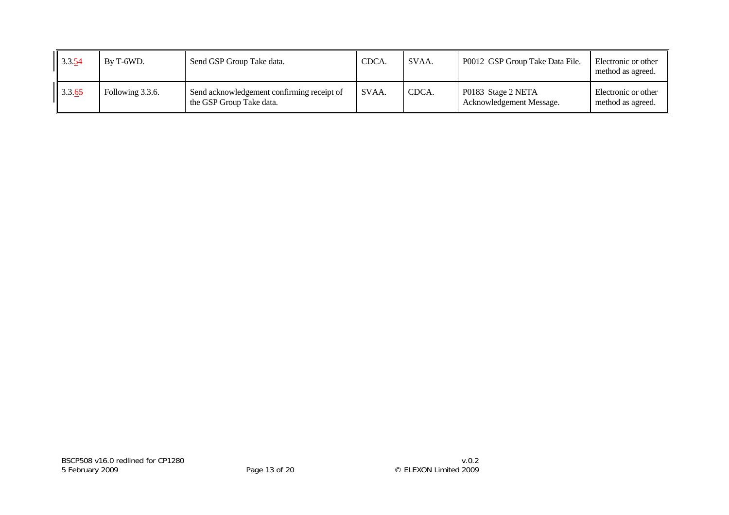| 3.3.54 | By T-6WD. | Send GSP Group Take data. | CDCA. | SVAA. | P0012 GSP Group Take Data File. | Electronic or other method as agreed. |
|---|---|---|---|---|---|---|
| 3.3.65 | Following 3.3.6. | Send acknowledgement confirming receipt of the GSP Group Take data. | SVAA. | CDCA. | P0183 Stage 2 NETA Acknowledgement Message. | Electronic or other method as agreed. |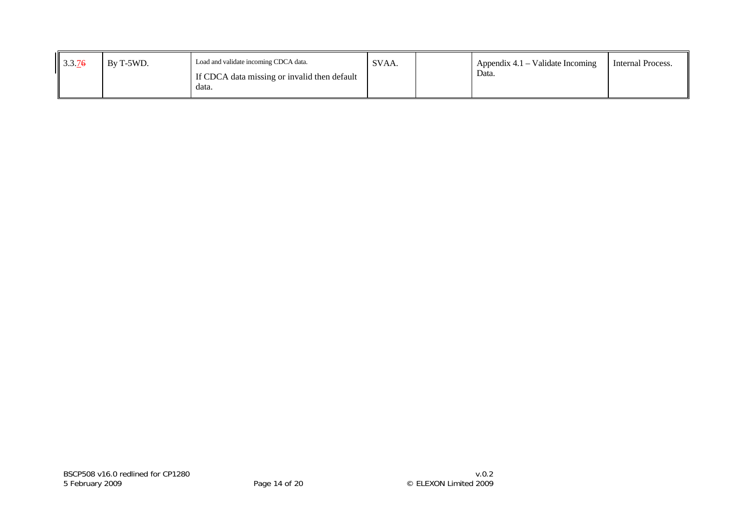| 3.3.~~6~~7 | By T-5WD. | Load and validate incoming CDCA data.<br><br>If CDCA data missing or invalid then default data. | SVAA. | | Appendix 4.1 – Validate Incoming Data. | Internal Process. |
|---|---|---|---|---|---|---|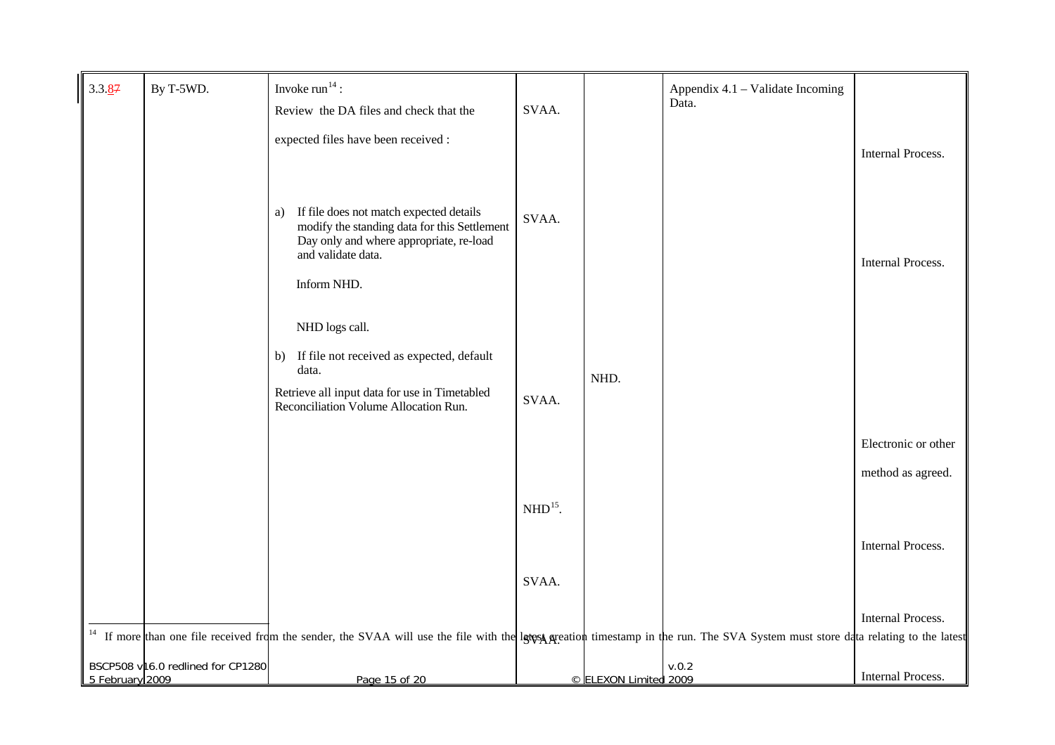| 3.3.87 | By T-5WD. | Invoke run[14] :<br>Review the DA files and check that the expected files have been received :<br><br>a) If file does not match expected details modify the standing data for this Settlement Day only and where appropriate, re-load and validate data.<br><br>Inform NHD.<br><br>NHD logs call.<br><br>b) If file not received as expected, default data.<br><br>Retrieve all input data for use in Timetabled Reconciliation Volume Allocation Run. | SVAA.<br><br>SVAA.<br><br>SVAA.<br><br>NHD[15].<br><br>SVAA.<br><br>SVAA. | NHD. | Appendix 4.1 – Validate Incoming Data. | Internal Process.<br><br>Internal Process.<br><br>Electronic or other method as agreed.<br><br>Internal Process.<br><br>Internal Process.<br><br>Internal Process. |
|---|---|---|---|---|---|---|

[14] If more than one file received from the sender, the SVAA will use the file with the latest creation timestamp in the run. The SVA System must store data relating to the latest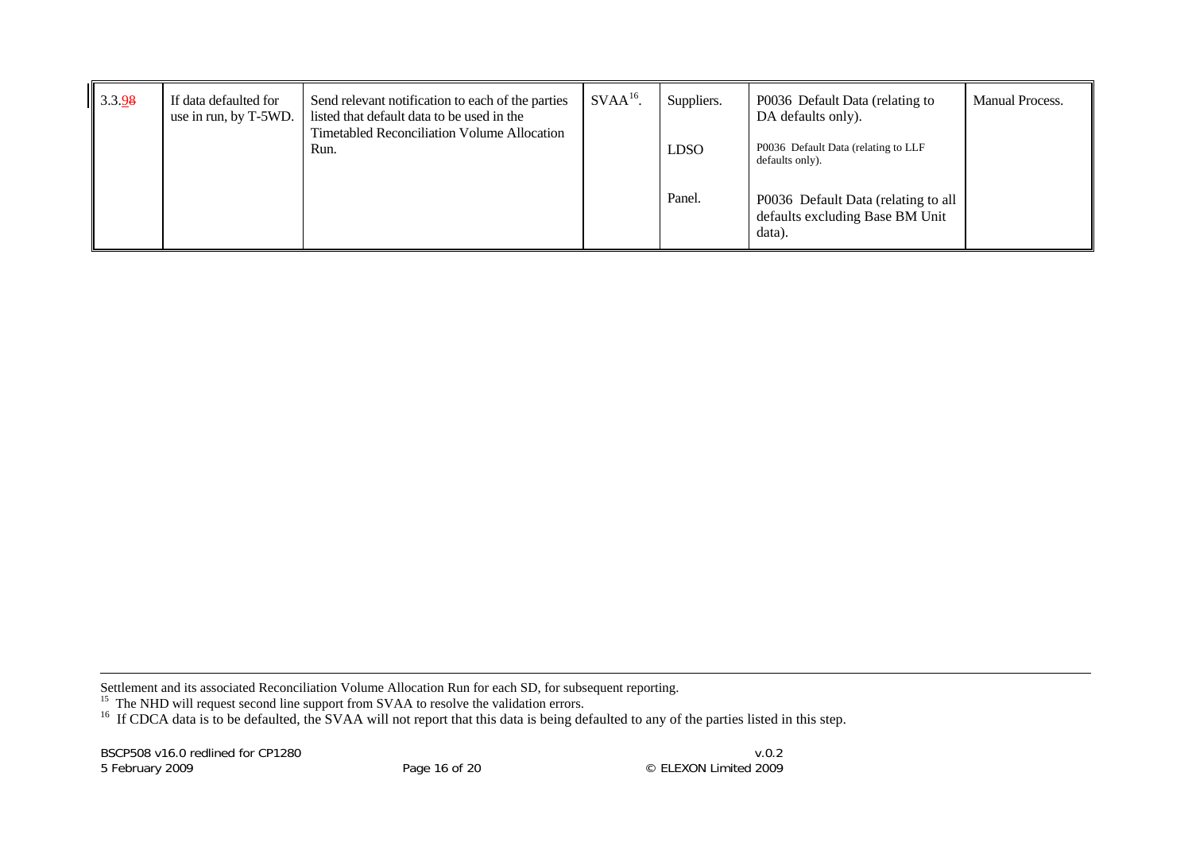| 3.3.98 | If data defaulted for use in run, by T-5WD. | Send relevant notification to each of the parties listed that default data to be used in the Timetabled Reconciliation Volume Allocation Run. | SVAA[16]. | Suppliers. | P0036 Default Data (relating to DA defaults only). | Manual Process. |
|---|---|---|---|---|---|---|
| | | | | LDSO | P0036 Default Data (relating to LLF defaults only). | |
| | | | | Panel. | P0036 Default Data (relating to all defaults excluding Base BM Unit data). | |

Settlement and its associated Reconciliation Volume Allocation Run for each SD, for subsequent reporting.

[15] The NHD will request second line support from SVAA to resolve the validation errors.

[16] If CDCA data is to be defaulted, the SVAA will not report that this data is being defaulted to any of the parties listed in this step.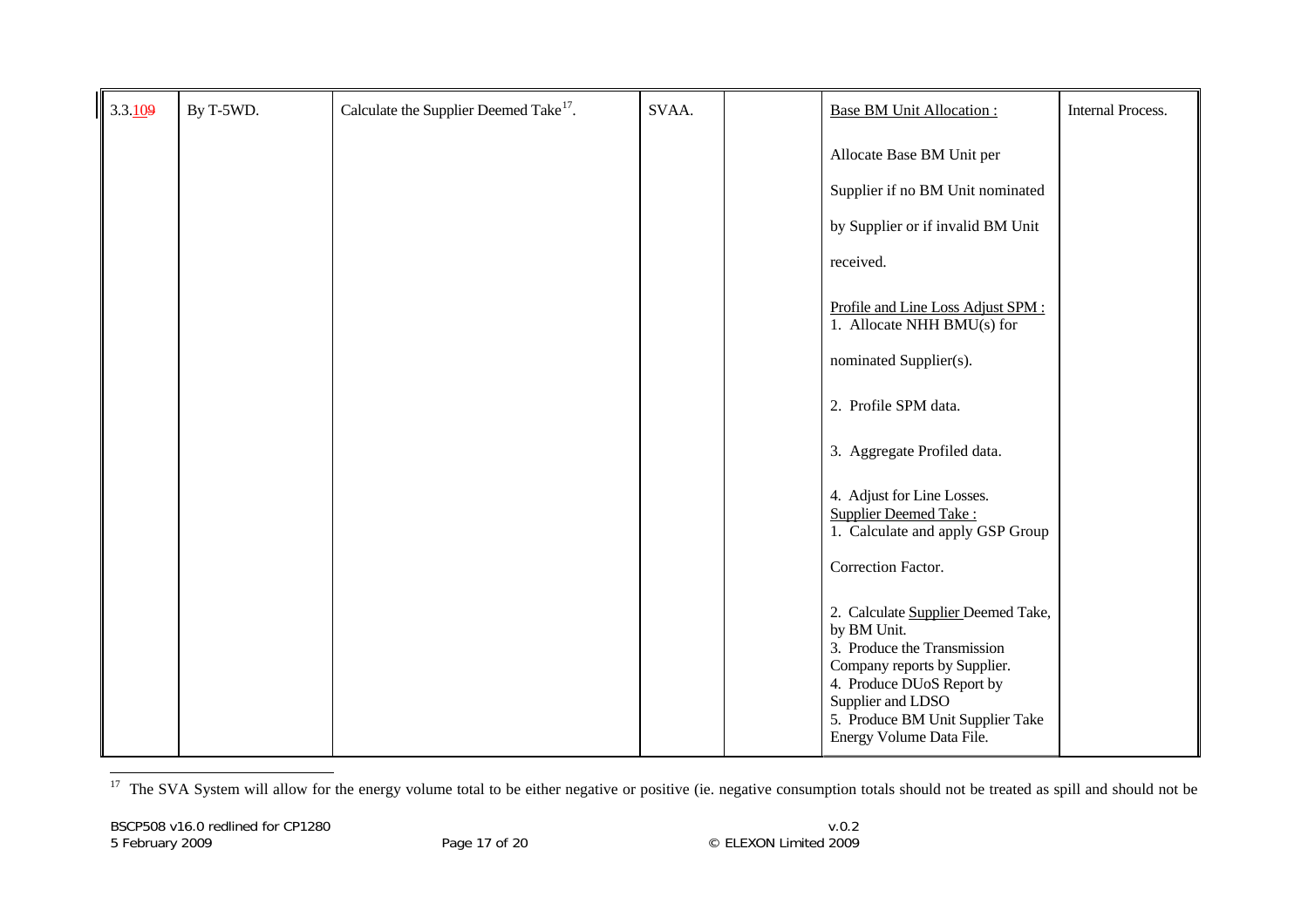| 3.3.109 | By T-5WD. | Calculate the Supplier Deemed Take[17]. | SVAA. | | Base BM Unit Allocation :<br><br>Allocate Base BM Unit per Supplier if no BM Unit nominated by Supplier or if invalid BM Unit received.<br><br>Profile and Line Loss Adjust SPM :<br>1. Allocate NHH BMU(s) for nominated Supplier(s).<br><br>2. Profile SPM data.<br><br>3. Aggregate Profiled data.<br><br>4. Adjust for Line Losses.<br>Supplier Deemed Take :<br>1. Calculate and apply GSP Group Correction Factor.<br><br>2. Calculate Supplier Deemed Take, by BM Unit.<br>3. Produce the Transmission Company reports by Supplier.<br>4. Produce DUoS Report by Supplier and LDSO<br>5. Produce BM Unit Supplier Take Energy Volume Data File. | Internal Process. |
|---|---|---|---|---|---|---|

[17] The SVA System will allow for the energy volume total to be either negative or positive (ie. negative consumption totals should not be treated as spill and should not be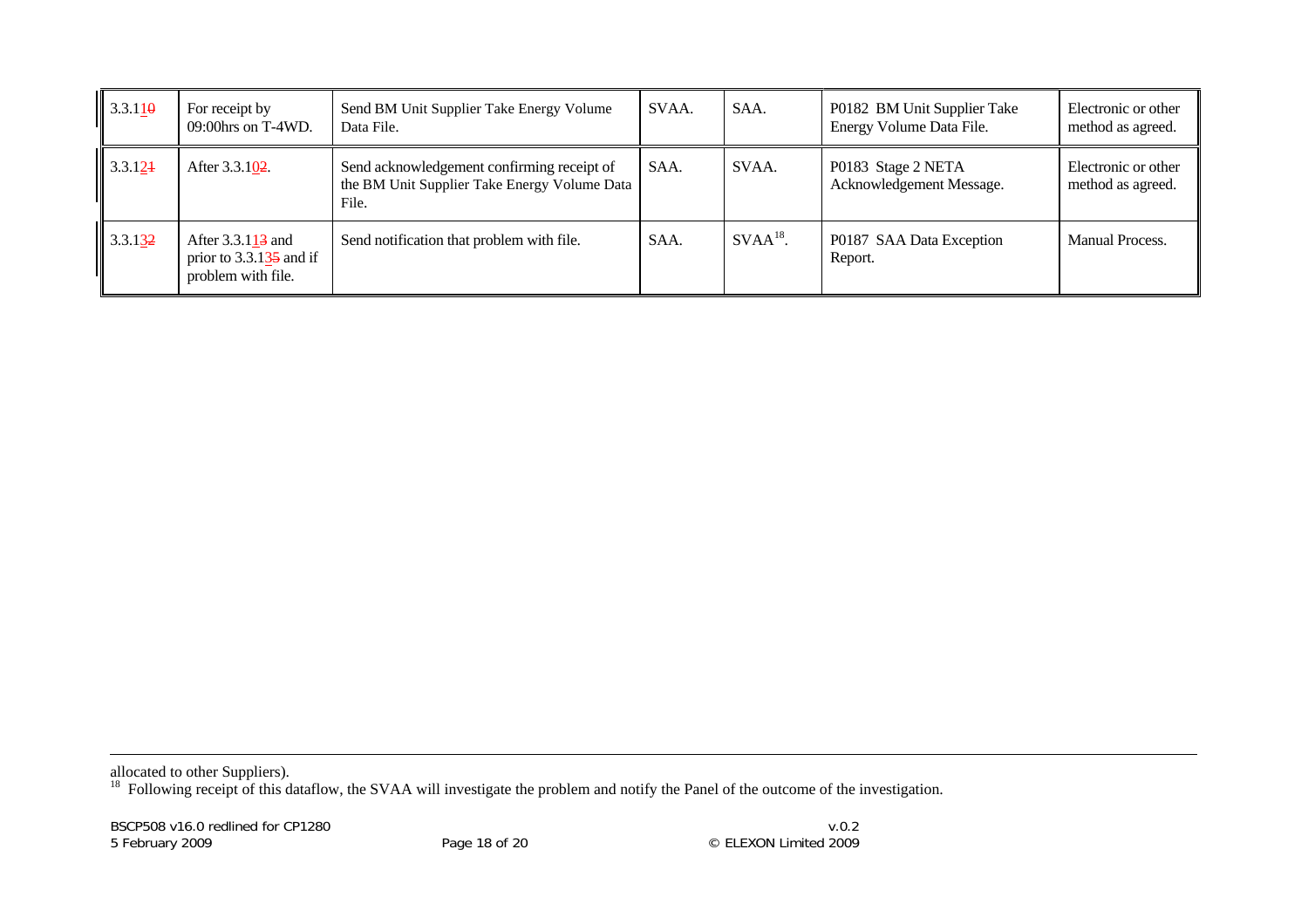| | | | | | | |
|---|---|---|---|---|---|---|
| 3.3.110 | For receipt by 09:00hrs on T-4WD. | Send BM Unit Supplier Take Energy Volume Data File. | SVAA. | SAA. | P0182 BM Unit Supplier Take Energy Volume Data File. | Electronic or other method as agreed. |
| 3.3.121 | After 3.3.102. | Send acknowledgement confirming receipt of the BM Unit Supplier Take Energy Volume Data File. | SAA. | SVAA. | P0183 Stage 2 NETA Acknowledgement Message. | Electronic or other method as agreed. |
| 3.3.132 | After 3.3.113 and prior to 3.3.135 and if problem with file. | Send notification that problem with file. | SAA. | SVAA[18]. | P0187 SAA Data Exception Report. | Manual Process. |

allocated to other Suppliers).

[18] Following receipt of this dataflow, the SVAA will investigate the problem and notify the Panel of the outcome of the investigation.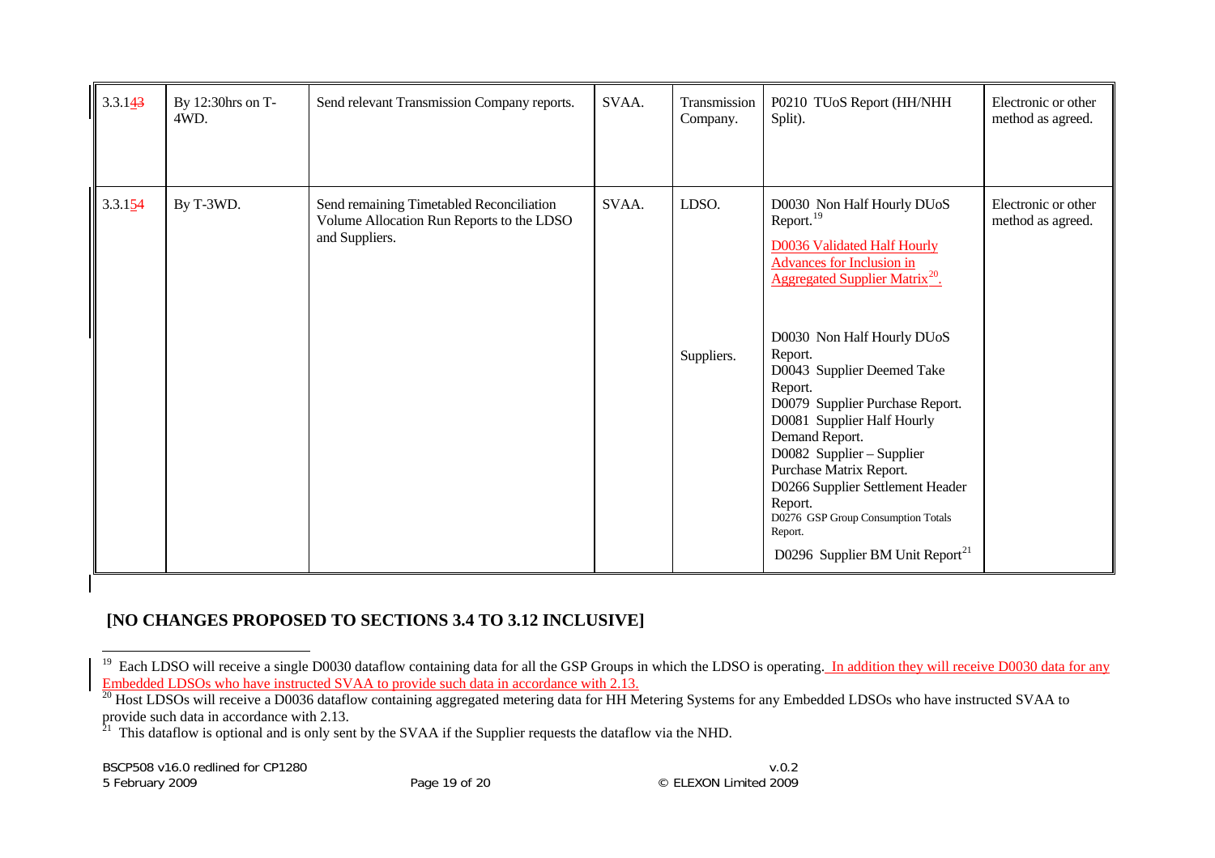| 3.3.143 | By 12:30hrs on T-4WD. | Send relevant Transmission Company reports. | SVAA. | Transmission Company. | P0210 TUoS Report (HH/NHH Split). | Electronic or other method as agreed. |
|---|---|---|---|---|---|---|
| 3.3.154 | By T-3WD. | Send remaining Timetabled Reconciliation Volume Allocation Run Reports to the LDSO and Suppliers. | SVAA. | LDSO. | D0030 Non Half Hourly DUoS Report.[19] D0036 Validated Half Hourly Advances for Inclusion in Aggregated Supplier Matrix[20]. | Electronic or other method as agreed. |
| | | | | Suppliers. | D0030 Non Half Hourly DUoS Report. D0043 Supplier Deemed Take Report. D0079 Supplier Purchase Report. D0081 Supplier Half Hourly Demand Report. D0082 Supplier – Supplier Purchase Matrix Report. D0266 Supplier Settlement Header Report. D0276 GSP Group Consumption Totals Report. D0296 Supplier BM Unit Report[21] | |

**[NO CHANGES PROPOSED TO SECTIONS 3.4 TO 3.12 INCLUSIVE]**

---

[19] Each LDSO will receive a single D0030 dataflow containing data for all the GSP Groups in which the LDSO is operating. In addition they will receive D0030 data for any Embedded LDSOs who have instructed SVAA to provide such data in accordance with 2.13.

[20] Host LDSOs will receive a D0036 dataflow containing aggregated metering data for HH Metering Systems for any Embedded LDSOs who have instructed SVAA to provide such data in accordance with 2.13.

[21] This dataflow is optional and is only sent by the SVAA if the Supplier requests the dataflow via the NHD.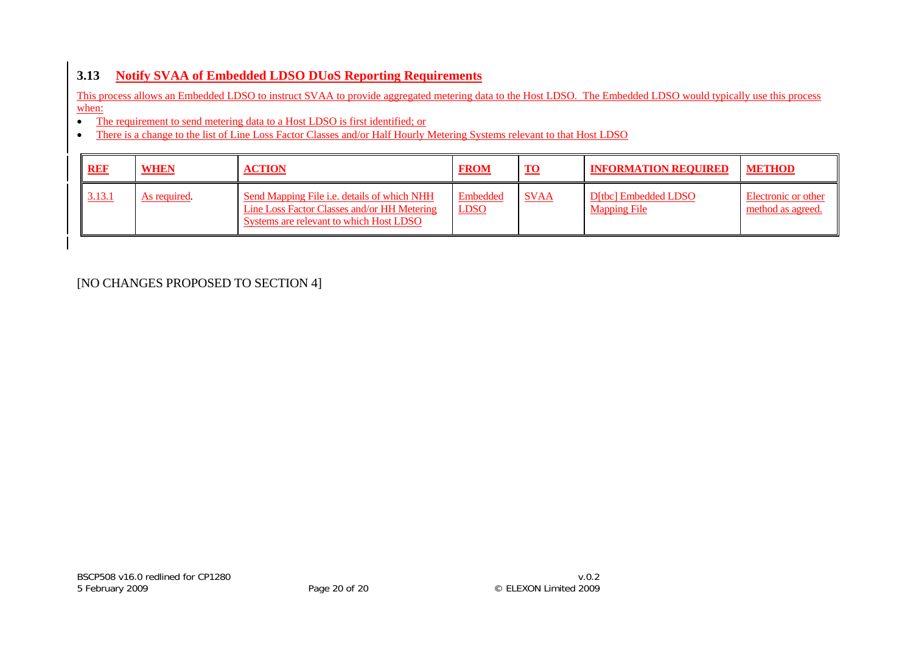## 3.13 Notify SVAA of Embedded LDSO DUoS Reporting Requirements

This process allows an Embedded LDSO to instruct SVAA to provide aggregated metering data to the Host LDSO. The Embedded LDSO would typically use this process when:

- The requirement to send metering data to a Host LDSO is first identified; or
- There is a change to the list of Line Loss Factor Classes and/or Half Hourly Metering Systems relevant to that Host LDSO

| REF | WHEN | ACTION | FROM | TO | INFORMATION REQUIRED | METHOD |
|---|---|---|---|---|---|---|
| 3.13.1 | As required. | Send Mapping File i.e. details of which NHH Line Loss Factor Classes and/or HH Metering Systems are relevant to which Host LDSO | Embedded LDSO | SVAA | D[tbc] Embedded LDSO Mapping File | Electronic or other method as agreed. |

[NO CHANGES PROPOSED TO SECTION 4]